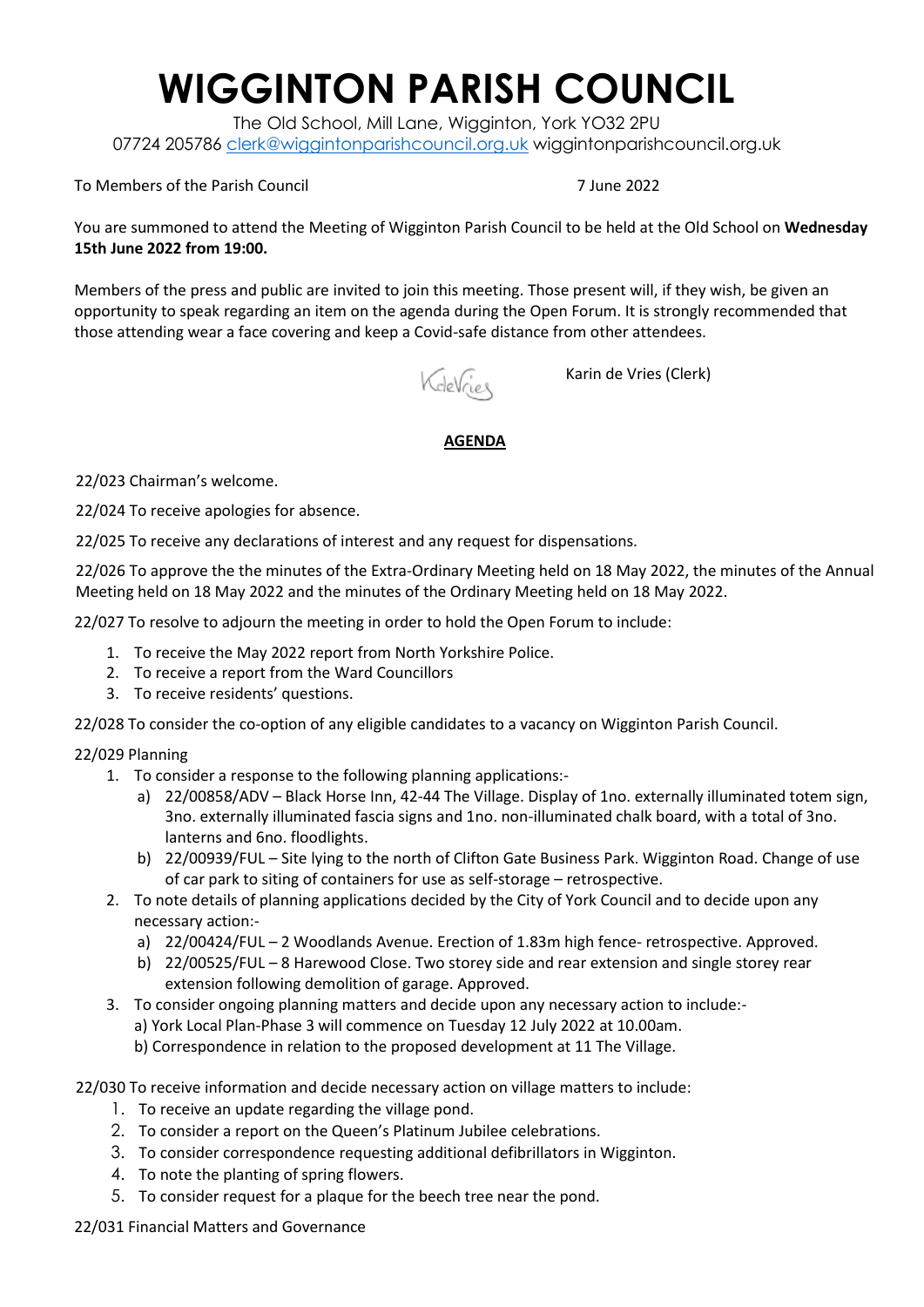# WIGGINTON PARISH COUNCIL

The Old School, Mill Lane, Wigginton, York YO32 2PU
07724 205786 clerk@wiggintonparishcouncil.org.uk wiggintonparishcouncil.org.uk

To Members of the Parish Council 7 June 2022

You are summoned to attend the Meeting of Wigginton Parish Council to be held at the Old School on **Wednesday 15th June 2022 from 19:00.**

Members of the press and public are invited to join this meeting. Those present will, if they wish, be given an opportunity to speak regarding an item on the agenda during the Open Forum. It is strongly recommended that those attending wear a face covering and keep a Covid-safe distance from other attendees.

KdeVries Karin de Vries (Clerk)

**AGENDA**

22/023 Chairman's welcome.

22/024 To receive apologies for absence.

22/025 To receive any declarations of interest and any request for dispensations.

22/026 To approve the the minutes of the Extra-Ordinary Meeting held on 18 May 2022, the minutes of the Annual Meeting held on 18 May 2022 and the minutes of the Ordinary Meeting held on 18 May 2022.

22/027 To resolve to adjourn the meeting in order to hold the Open Forum to include:

1. To receive the May 2022 report from North Yorkshire Police.
2. To receive a report from the Ward Councillors
3. To receive residents' questions.

22/028 To consider the co-option of any eligible candidates to a vacancy on Wigginton Parish Council.

22/029 Planning

1. To consider a response to the following planning applications:-
   a) 22/00858/ADV – Black Horse Inn, 42-44 The Village. Display of 1no. externally illuminated totem sign, 3no. externally illuminated fascia signs and 1no. non-illuminated chalk board, with a total of 3no. lanterns and 6no. floodlights.
   b) 22/00939/FUL – Site lying to the north of Clifton Gate Business Park. Wigginton Road. Change of use of car park to siting of containers for use as self-storage – retrospective.
2. To note details of planning applications decided by the City of York Council and to decide upon any necessary action:-
   a) 22/00424/FUL – 2 Woodlands Avenue. Erection of 1.83m high fence- retrospective. Approved.
   b) 22/00525/FUL – 8 Harewood Close. Two storey side and rear extension and single storey rear extension following demolition of garage. Approved.
3. To consider ongoing planning matters and decide upon any necessary action to include:-
   a) York Local Plan-Phase 3 will commence on Tuesday 12 July 2022 at 10.00am.
   b) Correspondence in relation to the proposed development at 11 The Village.

22/030 To receive information and decide necessary action on village matters to include:

1. To receive an update regarding the village pond.
2. To consider a report on the Queen's Platinum Jubilee celebrations.
3. To consider correspondence requesting additional defibrillators in Wigginton.
4. To note the planting of spring flowers.
5. To consider request for a plaque for the beech tree near the pond.

22/031 Financial Matters and Governance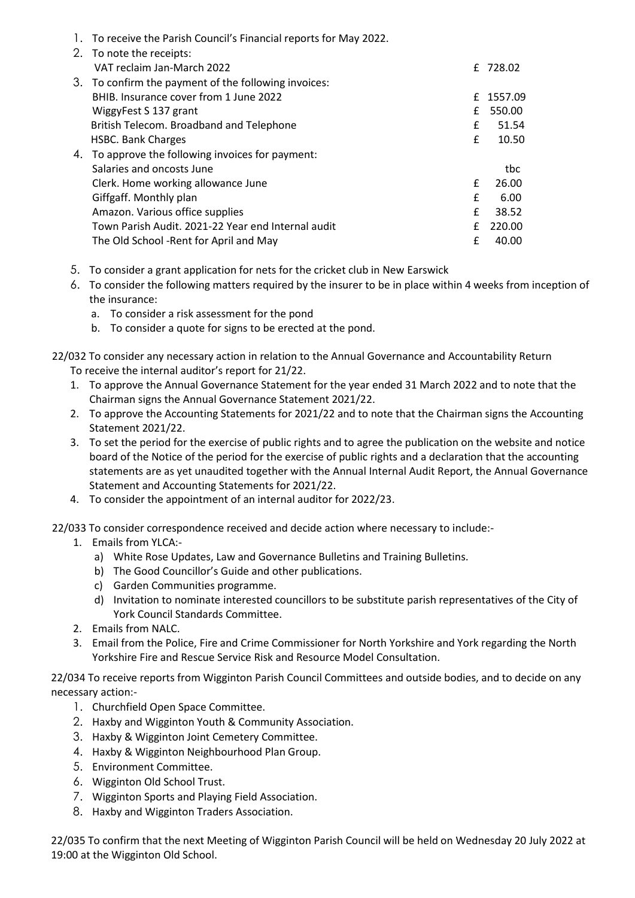1. To receive the Parish Council's Financial reports for May 2022.
2. To note the receipts:

| | |
|---|---|
| VAT reclaim Jan-March 2022 | £ 728.02 |

3. To confirm the payment of the following invoices:

| | |
|---|---|
| BHIB. Insurance cover from 1 June 2022 | £ 1557.09 |
| WiggyFest S 137 grant | £ 550.00 |
| British Telecom. Broadband and Telephone | £ 51.54 |
| HSBC. Bank Charges | £ 10.50 |

4. To approve the following invoices for payment:

| | |
|---|---|
| Salaries and oncosts June | tbc |
| Clerk. Home working allowance June | £ 26.00 |
| Giffgaff. Monthly plan | £ 6.00 |
| Amazon. Various office supplies | £ 38.52 |
| Town Parish Audit. 2021-22 Year end Internal audit | £ 220.00 |
| The Old School -Rent for April and May | £ 40.00 |

5. To consider a grant application for nets for the cricket club in New Earswick
6. To consider the following matters required by the insurer to be in place within 4 weeks from inception of the insurance:
   a. To consider a risk assessment for the pond
   b. To consider a quote for signs to be erected at the pond.

22/032 To consider any necessary action in relation to the Annual Governance and Accountability Return
To receive the internal auditor's report for 21/22.

1. To approve the Annual Governance Statement for the year ended 31 March 2022 and to note that the Chairman signs the Annual Governance Statement 2021/22.
2. To approve the Accounting Statements for 2021/22 and to note that the Chairman signs the Accounting Statement 2021/22.
3. To set the period for the exercise of public rights and to agree the publication on the website and notice board of the Notice of the period for the exercise of public rights and a declaration that the accounting statements are as yet unaudited together with the Annual Internal Audit Report, the Annual Governance Statement and Accounting Statements for 2021/22.
4. To consider the appointment of an internal auditor for 2022/23.

22/033 To consider correspondence received and decide action where necessary to include:-

1. Emails from YLCA:-
   a) White Rose Updates, Law and Governance Bulletins and Training Bulletins.
   b) The Good Councillor's Guide and other publications.
   c) Garden Communities programme.
   d) Invitation to nominate interested councillors to be substitute parish representatives of the City of York Council Standards Committee.
2. Emails from NALC.
3. Email from the Police, Fire and Crime Commissioner for North Yorkshire and York regarding the North Yorkshire Fire and Rescue Service Risk and Resource Model Consultation.

22/034 To receive reports from Wigginton Parish Council Committees and outside bodies, and to decide on any necessary action:-

1. Churchfield Open Space Committee.
2. Haxby and Wigginton Youth & Community Association.
3. Haxby & Wigginton Joint Cemetery Committee.
4. Haxby & Wigginton Neighbourhood Plan Group.
5. Environment Committee.
6. Wigginton Old School Trust.
7. Wigginton Sports and Playing Field Association.
8. Haxby and Wigginton Traders Association.

22/035 To confirm that the next Meeting of Wigginton Parish Council will be held on Wednesday 20 July 2022 at 19:00 at the Wigginton Old School.